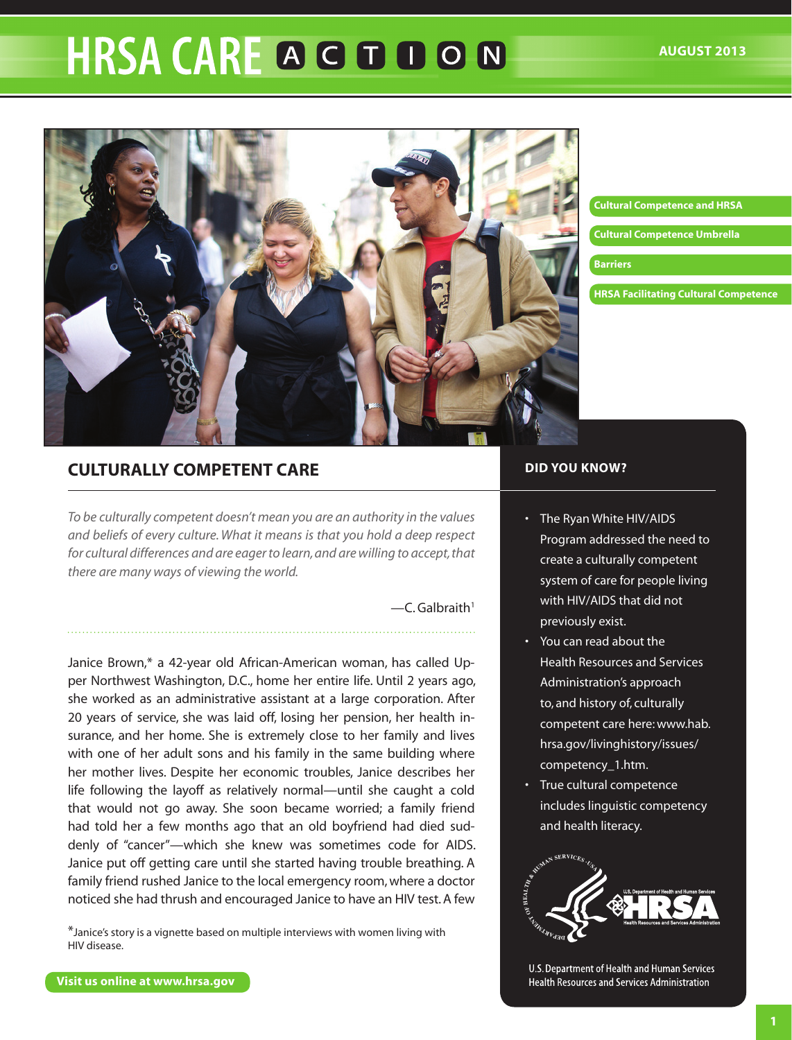# HRSA CARE ACTION

AUGUST 2013

- Cultural Competence and HRSA
- Cultural Competence Umbrella
- Barriers
- HRSA Facilitating Cultural Competence

## CULTURALLY COMPETENT CARE

*To be culturally competent doesn't mean you are an authority in the values and beliefs of every culture. What it means is that you hold a deep respect for cultural differences and are eager to learn, and are willing to accept, that there are many ways of viewing the world.*

—C. Galbraith[1]

Janice Brown,* a 42-year old African-American woman, has called Upper Northwest Washington, D.C., home her entire life. Until 2 years ago, she worked as an administrative assistant at a large corporation. After 20 years of service, she was laid off, losing her pension, her health insurance, and her home. She is extremely close to her family and lives with one of her adult sons and his family in the same building where her mother lives. Despite her economic troubles, Janice describes her life following the layoff as relatively normal—until she caught a cold that would not go away. She soon became worried; a family friend had told her a few months ago that an old boyfriend had died suddenly of "cancer"—which she knew was sometimes code for AIDS. Janice put off getting care until she started having trouble breathing. A family friend rushed Janice to the local emergency room, where a doctor noticed she had thrush and encouraged Janice to have an HIV test. A few

*Janice's story is a vignette based on multiple interviews with women living with HIV disease.

### DID YOU KNOW?

- The Ryan White HIV/AIDS Program addressed the need to create a culturally competent system of care for people living with HIV/AIDS that did not previously exist.
- You can read about the Health Resources and Services Administration's approach to, and history of, culturally competent care here: www.hab.hrsa.gov/livinghistory/issues/competency_1.htm.
- True cultural competence includes linguistic competency and health literacy.

U.S. Department of Health and Human Services
Health Resources and Services Administration

Visit us online at www.hrsa.gov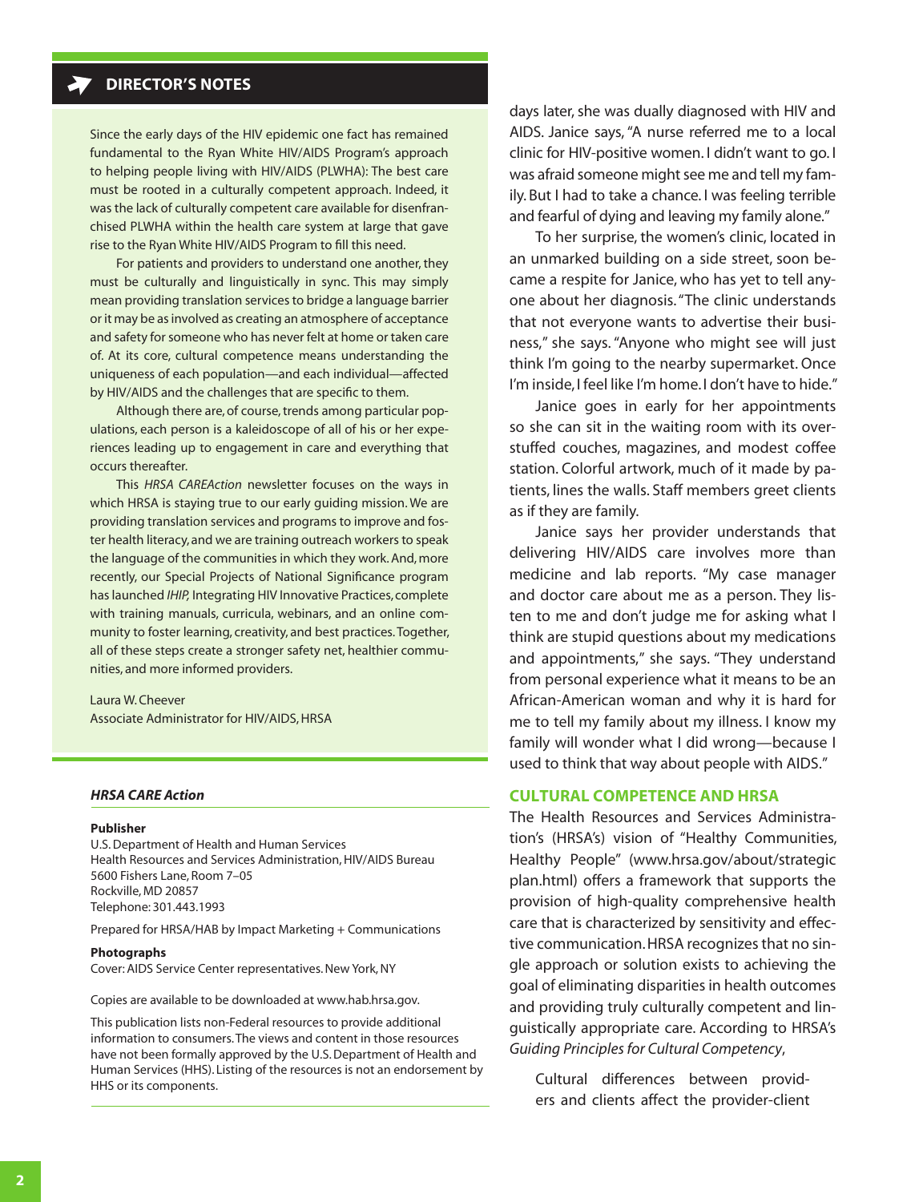## DIRECTOR'S NOTES

Since the early days of the HIV epidemic one fact has remained fundamental to the Ryan White HIV/AIDS Program's approach to helping people living with HIV/AIDS (PLWHA): The best care must be rooted in a culturally competent approach. Indeed, it was the lack of culturally competent care available for disenfranchised PLWHA within the health care system at large that gave rise to the Ryan White HIV/AIDS Program to fill this need.

For patients and providers to understand one another, they must be culturally and linguistically in sync. This may simply mean providing translation services to bridge a language barrier or it may be as involved as creating an atmosphere of acceptance and safety for someone who has never felt at home or taken care of. At its core, cultural competence means understanding the uniqueness of each population—and each individual—affected by HIV/AIDS and the challenges that are specific to them.

Although there are, of course, trends among particular populations, each person is a kaleidoscope of all of his or her experiences leading up to engagement in care and everything that occurs thereafter.

This *HRSA CAREAction* newsletter focuses on the ways in which HRSA is staying true to our early guiding mission. We are providing translation services and programs to improve and foster health literacy, and we are training outreach workers to speak the language of the communities in which they work. And, more recently, our Special Projects of National Significance program has launched *IHIP,* Integrating HIV Innovative Practices, complete with training manuals, curricula, webinars, and an online community to foster learning, creativity, and best practices. Together, all of these steps create a stronger safety net, healthier communities, and more informed providers.

Laura W. Cheever
Associate Administrator for HIV/AIDS, HRSA

***HRSA CARE Action***

**Publisher**
U.S. Department of Health and Human Services
Health Resources and Services Administration, HIV/AIDS Bureau
5600 Fishers Lane, Room 7–05
Rockville, MD 20857
Telephone: 301.443.1993

Prepared for HRSA/HAB by Impact Marketing + Communications

**Photographs**
Cover: AIDS Service Center representatives. New York, NY

Copies are available to be downloaded at www.hab.hrsa.gov.

This publication lists non-Federal resources to provide additional information to consumers. The views and content in those resources have not been formally approved by the U.S. Department of Health and Human Services (HHS). Listing of the resources is not an endorsement by HHS or its components.

days later, she was dually diagnosed with HIV and AIDS. Janice says, "A nurse referred me to a local clinic for HIV-positive women. I didn't want to go. I was afraid someone might see me and tell my family. But I had to take a chance. I was feeling terrible and fearful of dying and leaving my family alone."

To her surprise, the women's clinic, located in an unmarked building on a side street, soon became a respite for Janice, who has yet to tell anyone about her diagnosis. "The clinic understands that not everyone wants to advertise their business," she says. "Anyone who might see will just think I'm going to the nearby supermarket. Once I'm inside, I feel like I'm home. I don't have to hide."

Janice goes in early for her appointments so she can sit in the waiting room with its overstuffed couches, magazines, and modest coffee station. Colorful artwork, much of it made by patients, lines the walls. Staff members greet clients as if they are family.

Janice says her provider understands that delivering HIV/AIDS care involves more than medicine and lab reports. "My case manager and doctor care about me as a person. They listen to me and don't judge me for asking what I think are stupid questions about my medications and appointments," she says. "They understand from personal experience what it means to be an African-American woman and why it is hard for me to tell my family about my illness. I know my family will wonder what I did wrong—because I used to think that way about people with AIDS."

### CULTURAL COMPETENCE AND HRSA

The Health Resources and Services Administration's (HRSA's) vision of "Healthy Communities, Healthy People" (www.hrsa.gov/about/strategicplan.html) offers a framework that supports the provision of high-quality comprehensive health care that is characterized by sensitivity and effective communication. HRSA recognizes that no single approach or solution exists to achieving the goal of eliminating disparities in health outcomes and providing truly culturally competent and linguistically appropriate care. According to HRSA's *Guiding Principles for Cultural Competency*,

> Cultural differences between providers and clients affect the provider-client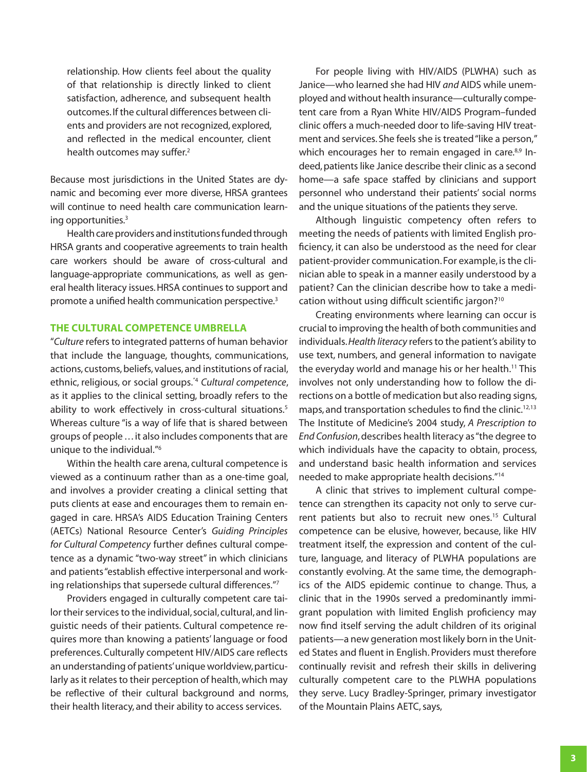relationship. How clients feel about the quality of that relationship is directly linked to client satisfaction, adherence, and subsequent health outcomes. If the cultural differences between clients and providers are not recognized, explored, and reflected in the medical encounter, client health outcomes may suffer.[2]

Because most jurisdictions in the United States are dynamic and becoming ever more diverse, HRSA grantees will continue to need health care communication learning opportunities.[3]

Health care providers and institutions funded through HRSA grants and cooperative agreements to train health care workers should be aware of cross-cultural and language-appropriate communications, as well as general health literacy issues. HRSA continues to support and promote a unified health communication perspective.[3]

## THE CULTURAL COMPETENCE UMBRELLA

"*Culture* refers to integrated patterns of human behavior that include the language, thoughts, communications, actions, customs, beliefs, values, and institutions of racial, ethnic, religious, or social groups."[4] *Cultural competence*, as it applies to the clinical setting, broadly refers to the ability to work effectively in cross-cultural situations.[5] Whereas culture "is a way of life that is shared between groups of people … it also includes components that are unique to the individual."[6]

Within the health care arena, cultural competence is viewed as a continuum rather than as a one-time goal, and involves a provider creating a clinical setting that puts clients at ease and encourages them to remain engaged in care. HRSA's AIDS Education Training Centers (AETCs) National Resource Center's *Guiding Principles for Cultural Competency* further defines cultural competence as a dynamic "two-way street" in which clinicians and patients "establish effective interpersonal and working relationships that supersede cultural differences."[7]

Providers engaged in culturally competent care tailor their services to the individual, social, cultural, and linguistic needs of their patients. Cultural competence requires more than knowing a patients' language or food preferences. Culturally competent HIV/AIDS care reflects an understanding of patients' unique worldview, particularly as it relates to their perception of health, which may be reflective of their cultural background and norms, their health literacy, and their ability to access services.

For people living with HIV/AIDS (PLWHA) such as Janice—who learned she had HIV *and* AIDS while unemployed and without health insurance—culturally competent care from a Ryan White HIV/AIDS Program–funded clinic offers a much-needed door to life-saving HIV treatment and services. She feels she is treated "like a person," which encourages her to remain engaged in care.[8,9] Indeed, patients like Janice describe their clinic as a second home—a safe space staffed by clinicians and support personnel who understand their patients' social norms and the unique situations of the patients they serve.

Although linguistic competency often refers to meeting the needs of patients with limited English proficiency, it can also be understood as the need for clear patient-provider communication. For example, is the clinician able to speak in a manner easily understood by a patient? Can the clinician describe how to take a medication without using difficult scientific jargon?[10]

Creating environments where learning can occur is crucial to improving the health of both communities and individuals. *Health literacy* refers to the patient's ability to use text, numbers, and general information to navigate the everyday world and manage his or her health.[11] This involves not only understanding how to follow the directions on a bottle of medication but also reading signs, maps, and transportation schedules to find the clinic.[12,13] The Institute of Medicine's 2004 study, *A Prescription to End Confusion*, describes health literacy as "the degree to which individuals have the capacity to obtain, process, and understand basic health information and services needed to make appropriate health decisions."[14]

A clinic that strives to implement cultural competence can strengthen its capacity not only to serve current patients but also to recruit new ones.[15] Cultural competence can be elusive, however, because, like HIV treatment itself, the expression and content of the culture, language, and literacy of PLWHA populations are constantly evolving. At the same time, the demographics of the AIDS epidemic continue to change. Thus, a clinic that in the 1990s served a predominantly immigrant population with limited English proficiency may now find itself serving the adult children of its original patients—a new generation most likely born in the United States and fluent in English. Providers must therefore continually revisit and refresh their skills in delivering culturally competent care to the PLWHA populations they serve. Lucy Bradley-Springer, primary investigator of the Mountain Plains AETC, says,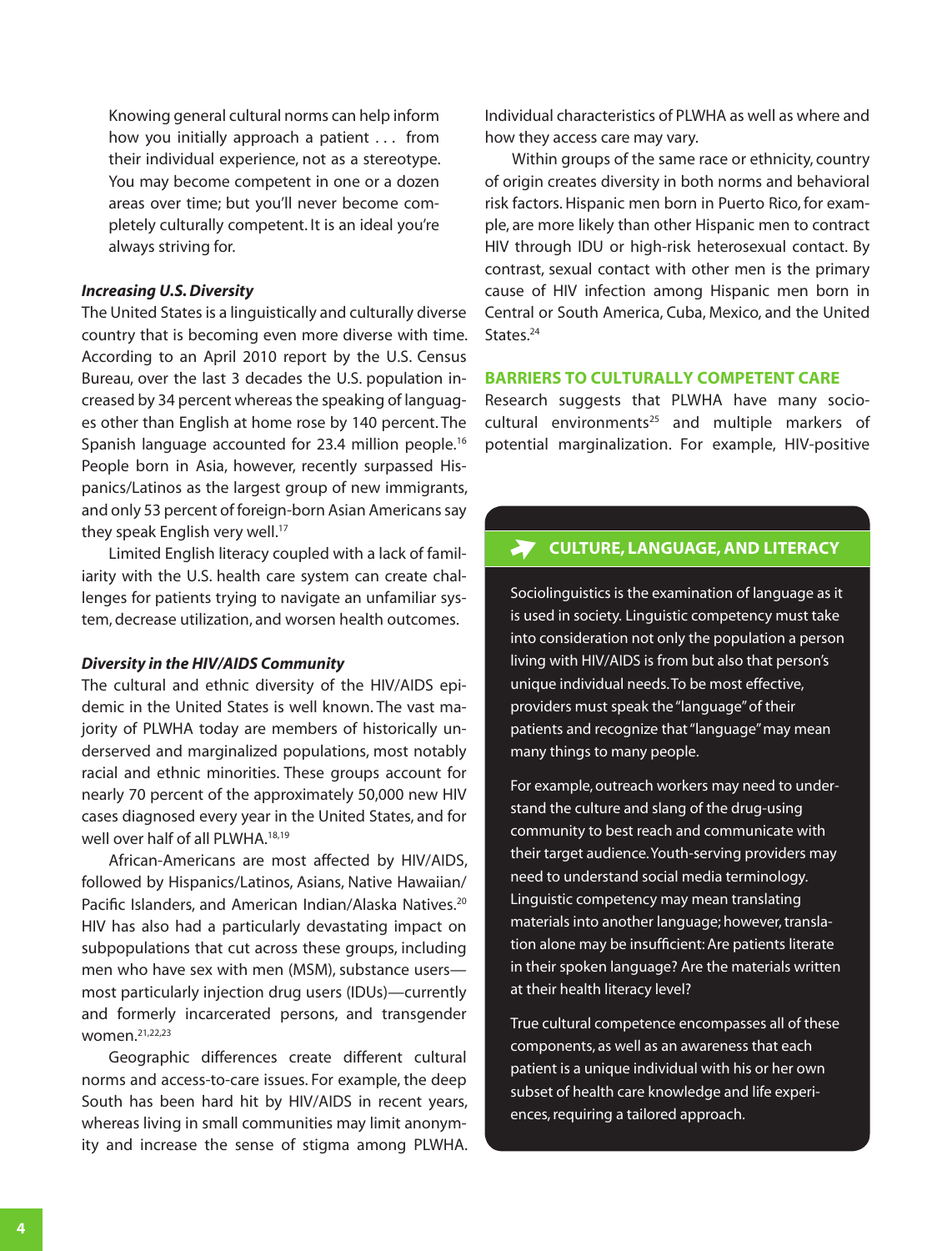Knowing general cultural norms can help inform how you initially approach a patient . . . from their individual experience, not as a stereotype. You may become competent in one or a dozen areas over time; but you'll never become completely culturally competent. It is an ideal you're always striving for.

### *Increasing U.S. Diversity*

The United States is a linguistically and culturally diverse country that is becoming even more diverse with time. According to an April 2010 report by the U.S. Census Bureau, over the last 3 decades the U.S. population increased by 34 percent whereas the speaking of languages other than English at home rose by 140 percent. The Spanish language accounted for 23.4 million people.[16] People born in Asia, however, recently surpassed Hispanics/Latinos as the largest group of new immigrants, and only 53 percent of foreign-born Asian Americans say they speak English very well.[17]

Limited English literacy coupled with a lack of familiarity with the U.S. health care system can create challenges for patients trying to navigate an unfamiliar system, decrease utilization, and worsen health outcomes.

### *Diversity in the HIV/AIDS Community*

The cultural and ethnic diversity of the HIV/AIDS epidemic in the United States is well known. The vast majority of PLWHA today are members of historically underserved and marginalized populations, most notably racial and ethnic minorities. These groups account for nearly 70 percent of the approximately 50,000 new HIV cases diagnosed every year in the United States, and for well over half of all PLWHA.[18,19]

African-Americans are most affected by HIV/AIDS, followed by Hispanics/Latinos, Asians, Native Hawaiian/Pacific Islanders, and American Indian/Alaska Natives.[20] HIV has also had a particularly devastating impact on subpopulations that cut across these groups, including men who have sex with men (MSM), substance users—most particularly injection drug users (IDUs)—currently and formerly incarcerated persons, and transgender women.[21,22,23]

Geographic differences create different cultural norms and access-to-care issues. For example, the deep South has been hard hit by HIV/AIDS in recent years, whereas living in small communities may limit anonymity and increase the sense of stigma among PLWHA. Individual characteristics of PLWHA as well as where and how they access care may vary.

Within groups of the same race or ethnicity, country of origin creates diversity in both norms and behavioral risk factors. Hispanic men born in Puerto Rico, for example, are more likely than other Hispanic men to contract HIV through IDU or high-risk heterosexual contact. By contrast, sexual contact with other men is the primary cause of HIV infection among Hispanic men born in Central or South America, Cuba, Mexico, and the United States.[24]

## BARRIERS TO CULTURALLY COMPETENT CARE

Research suggests that PLWHA have many sociocultural environments[25] and multiple markers of potential marginalization. For example, HIV-positive

### CULTURE, LANGUAGE, AND LITERACY

Sociolinguistics is the examination of language as it is used in society. Linguistic competency must take into consideration not only the population a person living with HIV/AIDS is from but also that person's unique individual needs. To be most effective, providers must speak the "language" of their patients and recognize that "language" may mean many things to many people.

For example, outreach workers may need to understand the culture and slang of the drug-using community to best reach and communicate with their target audience. Youth-serving providers may need to understand social media terminology. Linguistic competency may mean translating materials into another language; however, translation alone may be insufficient: Are patients literate in their spoken language? Are the materials written at their health literacy level?

True cultural competence encompasses all of these components, as well as an awareness that each patient is a unique individual with his or her own subset of health care knowledge and life experiences, requiring a tailored approach.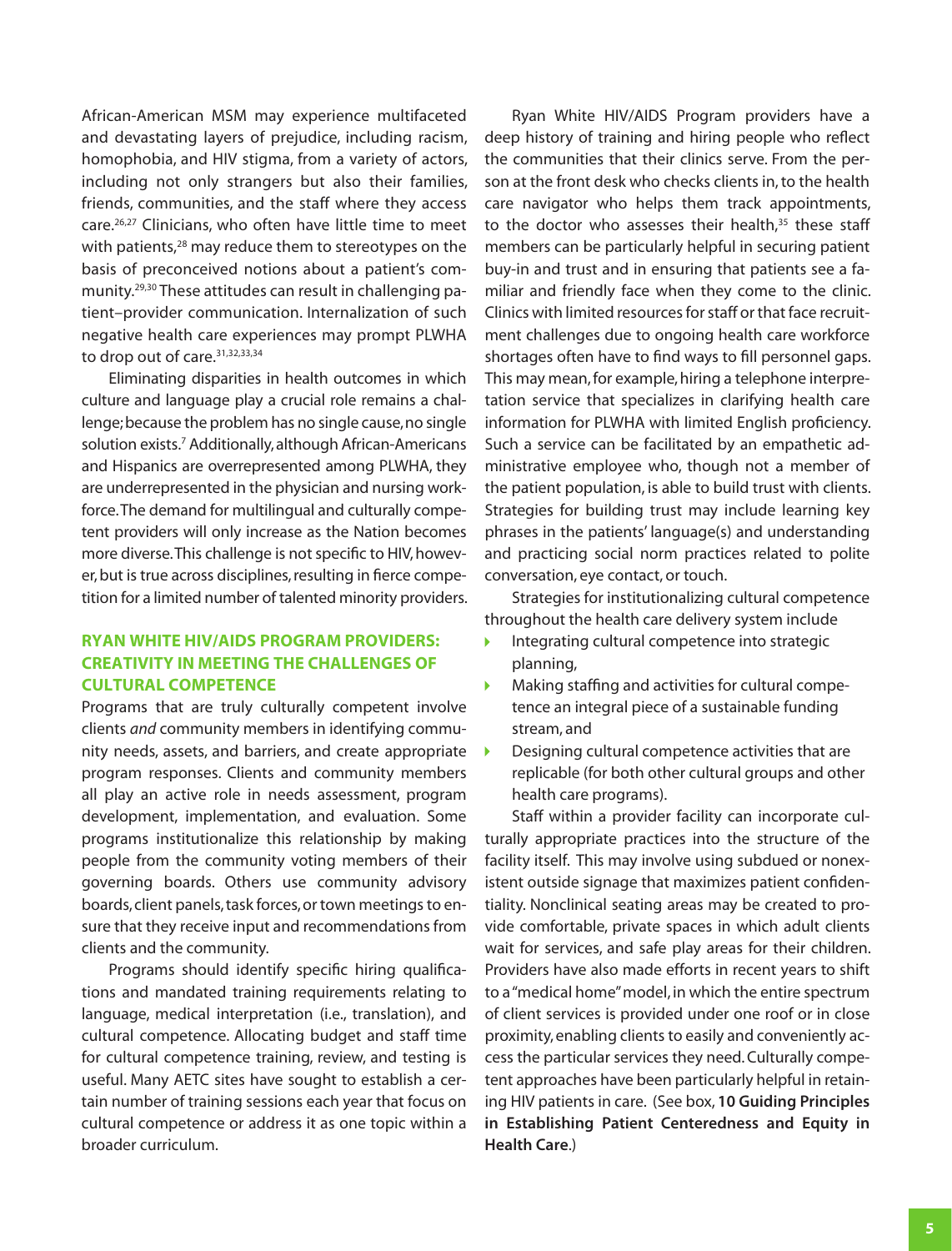African-American MSM may experience multifaceted and devastating layers of prejudice, including racism, homophobia, and HIV stigma, from a variety of actors, including not only strangers but also their families, friends, communities, and the staff where they access care.[26,27] Clinicians, who often have little time to meet with patients,[28] may reduce them to stereotypes on the basis of preconceived notions about a patient's community.[29,30] These attitudes can result in challenging patient–provider communication. Internalization of such negative health care experiences may prompt PLWHA to drop out of care.[31,32,33,34]

Eliminating disparities in health outcomes in which culture and language play a crucial role remains a challenge; because the problem has no single cause, no single solution exists.[7] Additionally, although African-Americans and Hispanics are overrepresented among PLWHA, they are underrepresented in the physician and nursing workforce. The demand for multilingual and culturally competent providers will only increase as the Nation becomes more diverse. This challenge is not specific to HIV, however, but is true across disciplines, resulting in fierce competition for a limited number of talented minority providers.

## RYAN WHITE HIV/AIDS PROGRAM PROVIDERS: CREATIVITY IN MEETING THE CHALLENGES OF CULTURAL COMPETENCE

Programs that are truly culturally competent involve clients *and* community members in identifying community needs, assets, and barriers, and create appropriate program responses. Clients and community members all play an active role in needs assessment, program development, implementation, and evaluation. Some programs institutionalize this relationship by making people from the community voting members of their governing boards. Others use community advisory boards, client panels, task forces, or town meetings to ensure that they receive input and recommendations from clients and the community.

Programs should identify specific hiring qualifications and mandated training requirements relating to language, medical interpretation (i.e., translation), and cultural competence. Allocating budget and staff time for cultural competence training, review, and testing is useful. Many AETC sites have sought to establish a certain number of training sessions each year that focus on cultural competence or address it as one topic within a broader curriculum.

Ryan White HIV/AIDS Program providers have a deep history of training and hiring people who reflect the communities that their clinics serve. From the person at the front desk who checks clients in, to the health care navigator who helps them track appointments, to the doctor who assesses their health,[35] these staff members can be particularly helpful in securing patient buy-in and trust and in ensuring that patients see a familiar and friendly face when they come to the clinic. Clinics with limited resources for staff or that face recruitment challenges due to ongoing health care workforce shortages often have to find ways to fill personnel gaps. This may mean, for example, hiring a telephone interpretation service that specializes in clarifying health care information for PLWHA with limited English proficiency. Such a service can be facilitated by an empathetic administrative employee who, though not a member of the patient population, is able to build trust with clients. Strategies for building trust may include learning key phrases in the patients' language(s) and understanding and practicing social norm practices related to polite conversation, eye contact, or touch.

Strategies for institutionalizing cultural competence throughout the health care delivery system include

- Integrating cultural competence into strategic planning,
- Making staffing and activities for cultural competence an integral piece of a sustainable funding stream, and
- Designing cultural competence activities that are replicable (for both other cultural groups and other health care programs).

Staff within a provider facility can incorporate culturally appropriate practices into the structure of the facility itself. This may involve using subdued or nonexistent outside signage that maximizes patient confidentiality. Nonclinical seating areas may be created to provide comfortable, private spaces in which adult clients wait for services, and safe play areas for their children. Providers have also made efforts in recent years to shift to a "medical home" model, in which the entire spectrum of client services is provided under one roof or in close proximity, enabling clients to easily and conveniently access the particular services they need. Culturally competent approaches have been particularly helpful in retaining HIV patients in care. (See box, **10 Guiding Principles in Establishing Patient Centeredness and Equity in Health Care**.)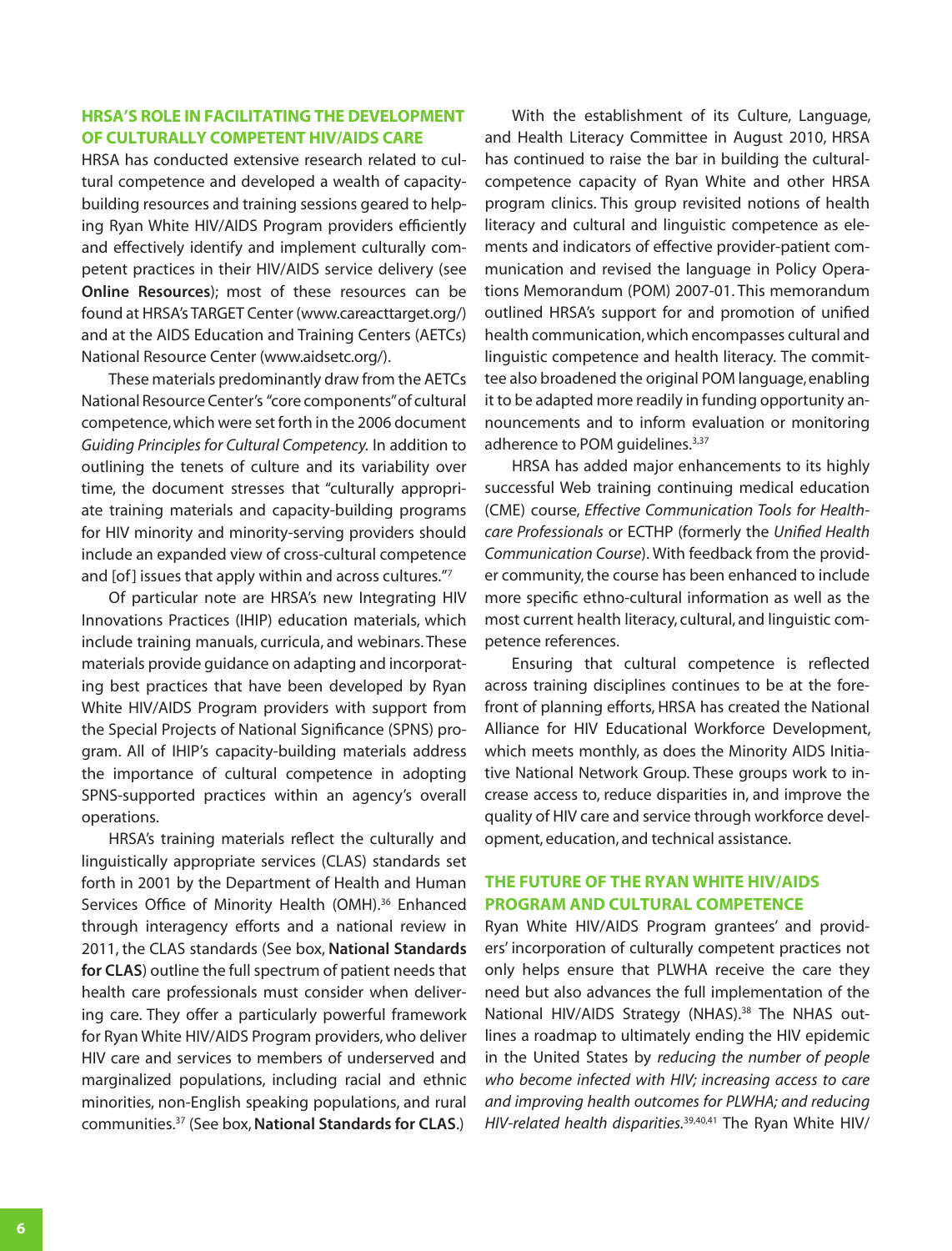## HRSA'S ROLE IN FACILITATING THE DEVELOPMENT OF CULTURALLY COMPETENT HIV/AIDS CARE

HRSA has conducted extensive research related to cultural competence and developed a wealth of capacity-building resources and training sessions geared to helping Ryan White HIV/AIDS Program providers efficiently and effectively identify and implement culturally competent practices in their HIV/AIDS service delivery (see **Online Resources**); most of these resources can be found at HRSA's TARGET Center (www.careacttarget.org/) and at the AIDS Education and Training Centers (AETCs) National Resource Center (www.aidsetc.org/).

These materials predominantly draw from the AETCs National Resource Center's "core components" of cultural competence, which were set forth in the 2006 document *Guiding Principles for Cultural Competency.* In addition to outlining the tenets of culture and its variability over time, the document stresses that "culturally appropriate training materials and capacity-building programs for HIV minority and minority-serving providers should include an expanded view of cross-cultural competence and [of] issues that apply within and across cultures."[7]

Of particular note are HRSA's new Integrating HIV Innovations Practices (IHIP) education materials, which include training manuals, curricula, and webinars. These materials provide guidance on adapting and incorporating best practices that have been developed by Ryan White HIV/AIDS Program providers with support from the Special Projects of National Significance (SPNS) program. All of IHIP's capacity-building materials address the importance of cultural competence in adopting SPNS-supported practices within an agency's overall operations.

HRSA's training materials reflect the culturally and linguistically appropriate services (CLAS) standards set forth in 2001 by the Department of Health and Human Services Office of Minority Health (OMH).[36] Enhanced through interagency efforts and a national review in 2011, the CLAS standards (See box, **National Standards for CLAS**) outline the full spectrum of patient needs that health care professionals must consider when delivering care. They offer a particularly powerful framework for Ryan White HIV/AIDS Program providers, who deliver HIV care and services to members of underserved and marginalized populations, including racial and ethnic minorities, non-English speaking populations, and rural communities.[37] (See box, **National Standards for CLAS**.)

With the establishment of its Culture, Language, and Health Literacy Committee in August 2010, HRSA has continued to raise the bar in building the cultural-competence capacity of Ryan White and other HRSA program clinics. This group revisited notions of health literacy and cultural and linguistic competence as elements and indicators of effective provider-patient communication and revised the language in Policy Operations Memorandum (POM) 2007-01. This memorandum outlined HRSA's support for and promotion of unified health communication, which encompasses cultural and linguistic competence and health literacy. The committee also broadened the original POM language, enabling it to be adapted more readily in funding opportunity announcements and to inform evaluation or monitoring adherence to POM guidelines.[3,37]

HRSA has added major enhancements to its highly successful Web training continuing medical education (CME) course, *Effective Communication Tools for Healthcare Professionals* or ECTHP (formerly the *Unified Health Communication Course*). With feedback from the provider community, the course has been enhanced to include more specific ethno-cultural information as well as the most current health literacy, cultural, and linguistic competence references.

Ensuring that cultural competence is reflected across training disciplines continues to be at the forefront of planning efforts, HRSA has created the National Alliance for HIV Educational Workforce Development, which meets monthly, as does the Minority AIDS Initiative National Network Group. These groups work to increase access to, reduce disparities in, and improve the quality of HIV care and service through workforce development, education, and technical assistance.

## THE FUTURE OF THE RYAN WHITE HIV/AIDS PROGRAM AND CULTURAL COMPETENCE

Ryan White HIV/AIDS Program grantees' and providers' incorporation of culturally competent practices not only helps ensure that PLWHA receive the care they need but also advances the full implementation of the National HIV/AIDS Strategy (NHAS).[38] The NHAS outlines a roadmap to ultimately ending the HIV epidemic in the United States by *reducing the number of people who become infected with HIV; increasing access to care and improving health outcomes for PLWHA; and reducing HIV-related health disparities.*[39,40,41] The Ryan White HIV/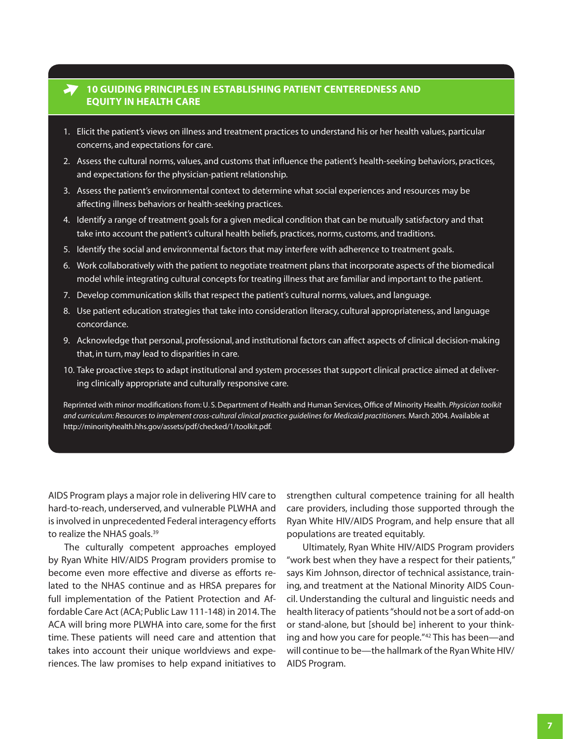### 10 GUIDING PRINCIPLES IN ESTABLISHING PATIENT CENTEREDNESS AND EQUITY IN HEALTH CARE

1. Elicit the patient's views on illness and treatment practices to understand his or her health values, particular concerns, and expectations for care.
2. Assess the cultural norms, values, and customs that influence the patient's health-seeking behaviors, practices, and expectations for the physician-patient relationship.
3. Assess the patient's environmental context to determine what social experiences and resources may be affecting illness behaviors or health-seeking practices.
4. Identify a range of treatment goals for a given medical condition that can be mutually satisfactory and that take into account the patient's cultural health beliefs, practices, norms, customs, and traditions.
5. Identify the social and environmental factors that may interfere with adherence to treatment goals.
6. Work collaboratively with the patient to negotiate treatment plans that incorporate aspects of the biomedical model while integrating cultural concepts for treating illness that are familiar and important to the patient.
7. Develop communication skills that respect the patient's cultural norms, values, and language.
8. Use patient education strategies that take into consideration literacy, cultural appropriateness, and language concordance.
9. Acknowledge that personal, professional, and institutional factors can affect aspects of clinical decision-making that, in turn, may lead to disparities in care.
10. Take proactive steps to adapt institutional and system processes that support clinical practice aimed at delivering clinically appropriate and culturally responsive care.

Reprinted with minor modifications from: U. S. Department of Health and Human Services, Office of Minority Health. *Physician toolkit and curriculum: Resources to implement cross-cultural clinical practice guidelines for Medicaid practitioners.* March 2004. Available at http://minorityhealth.hhs.gov/assets/pdf/checked/1/toolkit.pdf.

AIDS Program plays a major role in delivering HIV care to hard-to-reach, underserved, and vulnerable PLWHA and is involved in unprecedented Federal interagency efforts to realize the NHAS goals.[39]

The culturally competent approaches employed by Ryan White HIV/AIDS Program providers promise to become even more effective and diverse as efforts related to the NHAS continue and as HRSA prepares for full implementation of the Patient Protection and Affordable Care Act (ACA; Public Law 111-148) in 2014. The ACA will bring more PLWHA into care, some for the first time. These patients will need care and attention that takes into account their unique worldviews and experiences. The law promises to help expand initiatives to strengthen cultural competence training for all health care providers, including those supported through the Ryan White HIV/AIDS Program, and help ensure that all populations are treated equitably.

Ultimately, Ryan White HIV/AIDS Program providers "work best when they have a respect for their patients," says Kim Johnson, director of technical assistance, training, and treatment at the National Minority AIDS Council. Understanding the cultural and linguistic needs and health literacy of patients "should not be a sort of add-on or stand-alone, but [should be] inherent to your thinking and how you care for people."[42] This has been—and will continue to be—the hallmark of the Ryan White HIV/AIDS Program.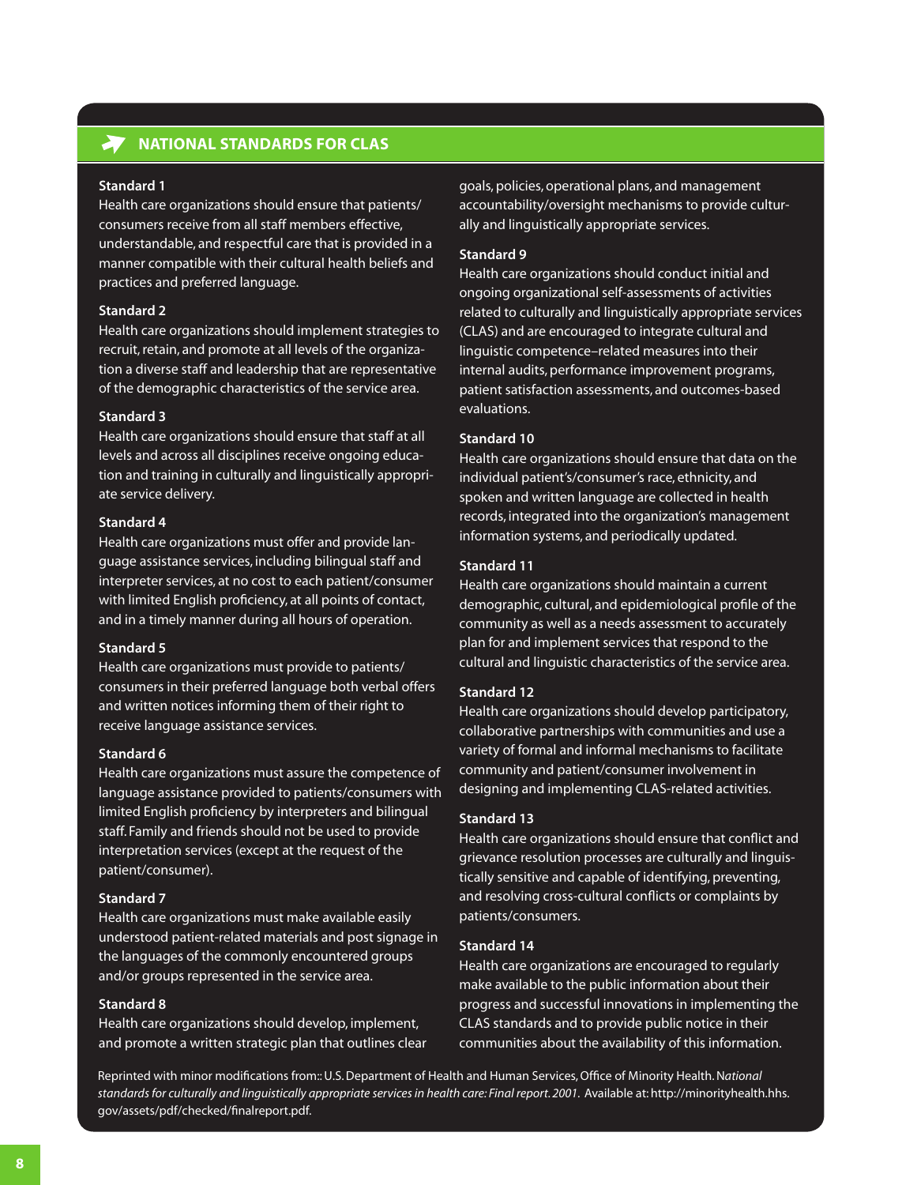## NATIONAL STANDARDS FOR CLAS

**Standard 1**
Health care organizations should ensure that patients/consumers receive from all staff members effective, understandable, and respectful care that is provided in a manner compatible with their cultural health beliefs and practices and preferred language.

**Standard 2**
Health care organizations should implement strategies to recruit, retain, and promote at all levels of the organization a diverse staff and leadership that are representative of the demographic characteristics of the service area.

**Standard 3**
Health care organizations should ensure that staff at all levels and across all disciplines receive ongoing education and training in culturally and linguistically appropriate service delivery.

**Standard 4**
Health care organizations must offer and provide language assistance services, including bilingual staff and interpreter services, at no cost to each patient/consumer with limited English proficiency, at all points of contact, and in a timely manner during all hours of operation.

**Standard 5**
Health care organizations must provide to patients/consumers in their preferred language both verbal offers and written notices informing them of their right to receive language assistance services.

**Standard 6**
Health care organizations must assure the competence of language assistance provided to patients/consumers with limited English proficiency by interpreters and bilingual staff. Family and friends should not be used to provide interpretation services (except at the request of the patient/consumer).

**Standard 7**
Health care organizations must make available easily understood patient-related materials and post signage in the languages of the commonly encountered groups and/or groups represented in the service area.

**Standard 8**
Health care organizations should develop, implement, and promote a written strategic plan that outlines clear goals, policies, operational plans, and management accountability/oversight mechanisms to provide culturally and linguistically appropriate services.

**Standard 9**
Health care organizations should conduct initial and ongoing organizational self-assessments of activities related to culturally and linguistically appropriate services (CLAS) and are encouraged to integrate cultural and linguistic competence–related measures into their internal audits, performance improvement programs, patient satisfaction assessments, and outcomes-based evaluations.

**Standard 10**
Health care organizations should ensure that data on the individual patient's/consumer's race, ethnicity, and spoken and written language are collected in health records, integrated into the organization's management information systems, and periodically updated.

**Standard 11**
Health care organizations should maintain a current demographic, cultural, and epidemiological profile of the community as well as a needs assessment to accurately plan for and implement services that respond to the cultural and linguistic characteristics of the service area.

**Standard 12**
Health care organizations should develop participatory, collaborative partnerships with communities and use a variety of formal and informal mechanisms to facilitate community and patient/consumer involvement in designing and implementing CLAS-related activities.

**Standard 13**
Health care organizations should ensure that conflict and grievance resolution processes are culturally and linguistically sensitive and capable of identifying, preventing, and resolving cross-cultural conflicts or complaints by patients/consumers.

**Standard 14**
Health care organizations are encouraged to regularly make available to the public information about their progress and successful innovations in implementing the CLAS standards and to provide public notice in their communities about the availability of this information.

Reprinted with minor modifications from:: U.S. Department of Health and Human Services, Office of Minority Health. N*ational standards for culturally and linguistically appropriate services in health care: Final report. 2001.* Available at: http://minorityhealth.hhs.gov/assets/pdf/checked/finalreport.pdf.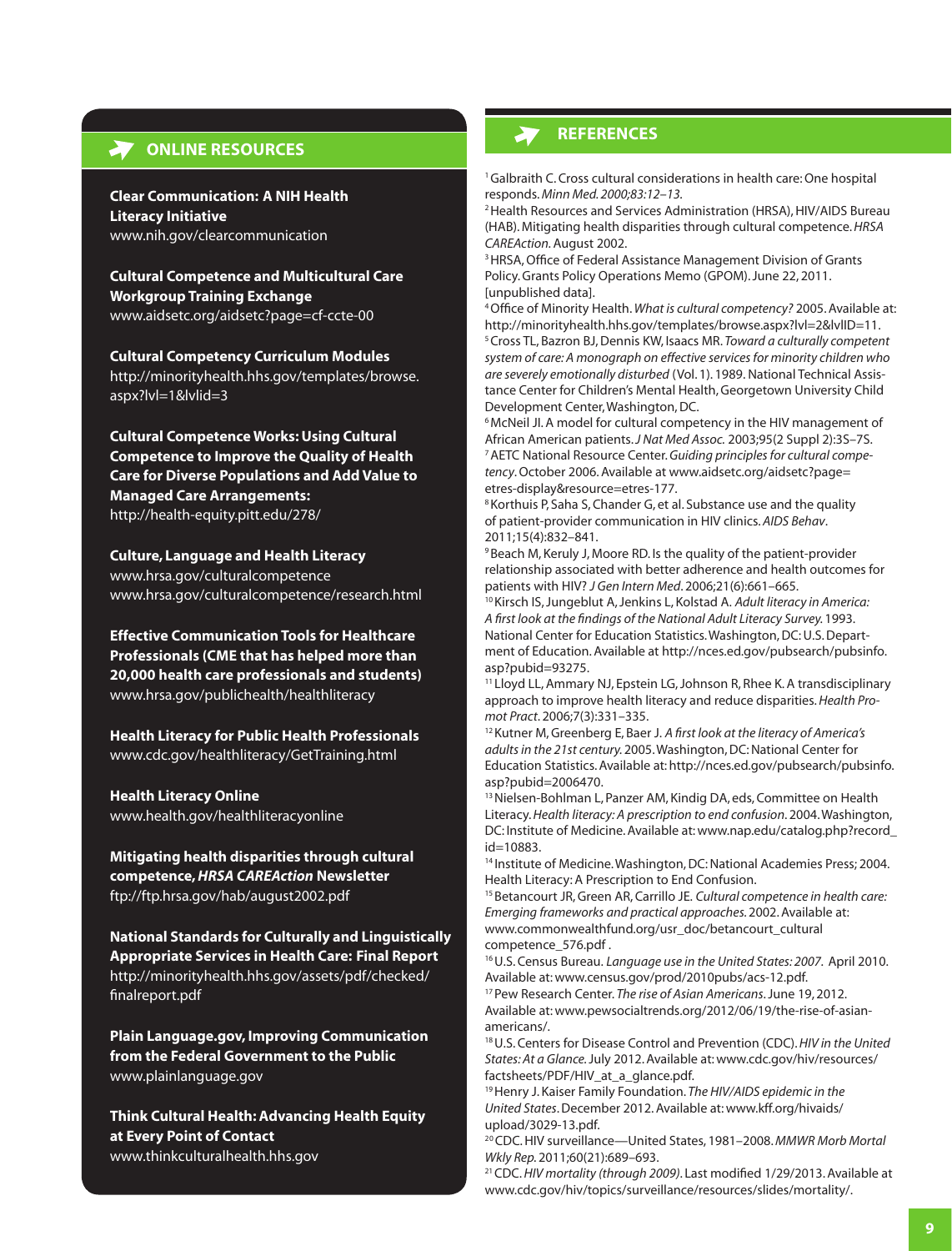## ONLINE RESOURCES

**Clear Communication: A NIH Health Literacy Initiative**
www.nih.gov/clearcommunication

**Cultural Competence and Multicultural Care Workgroup Training Exchange**
www.aidsetc.org/aidsetc?page=cf-ccte-00

**Cultural Competency Curriculum Modules**
http://minorityhealth.hhs.gov/templates/browse.aspx?lvl=1&lvlid=3

**Cultural Competence Works: Using Cultural Competence to Improve the Quality of Health Care for Diverse Populations and Add Value to Managed Care Arrangements:**
http://health-equity.pitt.edu/278/

**Culture, Language and Health Literacy**
www.hrsa.gov/culturalcompetence
www.hrsa.gov/culturalcompetence/research.html

**Effective Communication Tools for Healthcare Professionals (CME that has helped more than 20,000 health care professionals and students)**
www.hrsa.gov/publichealth/healthliteracy

**Health Literacy for Public Health Professionals**
www.cdc.gov/healthliteracy/GetTraining.html

**Health Literacy Online**
www.health.gov/healthliteracyonline

**Mitigating health disparities through cultural competence, *HRSA CAREAction* Newsletter**
ftp://ftp.hrsa.gov/hab/august2002.pdf

**National Standards for Culturally and Linguistically Appropriate Services in Health Care: Final Report**
http://minorityhealth.hhs.gov/assets/pdf/checked/finalreport.pdf

**Plain Language.gov, Improving Communication from the Federal Government to the Public**
www.plainlanguage.gov

**Think Cultural Health: Advancing Health Equity at Every Point of Contact**
www.thinkculturalhealth.hhs.gov

## REFERENCES

[1] Galbraith C. Cross cultural considerations in health care: One hospital responds. *Minn Med. 2000;83:12–13.*

[2] Health Resources and Services Administration (HRSA), HIV/AIDS Bureau (HAB). Mitigating health disparities through cultural competence. *HRSA CAREAction.* August 2002.

[3] HRSA, Office of Federal Assistance Management Division of Grants Policy. Grants Policy Operations Memo (GPOM). June 22, 2011. [unpublished data].

[4] Office of Minority Health. *What is cultural competency?* 2005. Available at: http://minorityhealth.hhs.gov/templates/browse.aspx?lvl=2&lvlID=11.

[5] Cross TL, Bazron BJ, Dennis KW, Isaacs MR. *Toward a culturally competent system of care: A monograph on effective services for minority children who are severely emotionally disturbed* (Vol. 1). 1989. National Technical Assistance Center for Children's Mental Health, Georgetown University Child Development Center, Washington, DC.

[6] McNeil JI. A model for cultural competency in the HIV management of African American patients. *J Nat Med Assoc.* 2003;95(2 Suppl 2):3S–7S.

[7] AETC National Resource Center. *Guiding principles for cultural competency*. October 2006. Available at www.aidsetc.org/aidsetc?page=etres-display&resource=etres-177.

[8] Korthuis P, Saha S, Chander G, et al. Substance use and the quality of patient-provider communication in HIV clinics. *AIDS Behav*. 2011;15(4):832–841.

[9] Beach M, Keruly J, Moore RD. Is the quality of the patient-provider relationship associated with better adherence and health outcomes for patients with HIV? *J Gen Intern Med*. 2006;21(6):661–665.

[10] Kirsch IS, Jungeblut A, Jenkins L, Kolstad A. *Adult literacy in America: A first look at the findings of the National Adult Literacy Survey.* 1993. National Center for Education Statistics. Washington, DC: U.S. Department of Education. Available at http://nces.ed.gov/pubsearch/pubsinfo.asp?pubid=93275.

[11] Lloyd LL, Ammary NJ, Epstein LG, Johnson R, Rhee K. A transdisciplinary approach to improve health literacy and reduce disparities. *Health Promot Pract*. 2006;7(3):331–335.

[12] Kutner M, Greenberg E, Baer J. *A first look at the literacy of America's adults in the 21st century.* 2005. Washington, DC: National Center for Education Statistics. Available at: http://nces.ed.gov/pubsearch/pubsinfo.asp?pubid=2006470.

[13] Nielsen-Bohlman L, Panzer AM, Kindig DA, eds, Committee on Health Literacy. *Health literacy: A prescription to end confusion*. 2004. Washington, DC: Institute of Medicine. Available at: www.nap.edu/catalog.php?record_id=10883.

[14] Institute of Medicine. Washington, DC: National Academies Press; 2004. Health Literacy: A Prescription to End Confusion.

[15] Betancourt JR, Green AR, Carrillo JE. *Cultural competence in health care: Emerging frameworks and practical approaches.* 2002. Available at: www.commonwealthfund.org/usr_doc/betancourt_cultural competence_576.pdf .

[16] U.S. Census Bureau. *Language use in the United States: 2007*. April 2010. Available at: www.census.gov/prod/2010pubs/acs-12.pdf.

[17] Pew Research Center. *The rise of Asian Americans*. June 19, 2012. Available at: www.pewsocialtrends.org/2012/06/19/the-rise-of-asian-americans/.

[18] U.S. Centers for Disease Control and Prevention (CDC). *HIV in the United States: At a Glance.* July 2012. Available at: www.cdc.gov/hiv/resources/factsheets/PDF/HIV_at_a_glance.pdf.

[19] Henry J. Kaiser Family Foundation. *The HIV/AIDS epidemic in the United States*. December 2012. Available at: www.kff.org/hivaids/upload/3029-13.pdf.

[20] CDC. HIV surveillance—United States, 1981–2008. *MMWR Morb Mortal Wkly Rep.* 2011;60(21):689–693.

[21] CDC. *HIV mortality (through 2009)*. Last modified 1/29/2013. Available at www.cdc.gov/hiv/topics/surveillance/resources/slides/mortality/.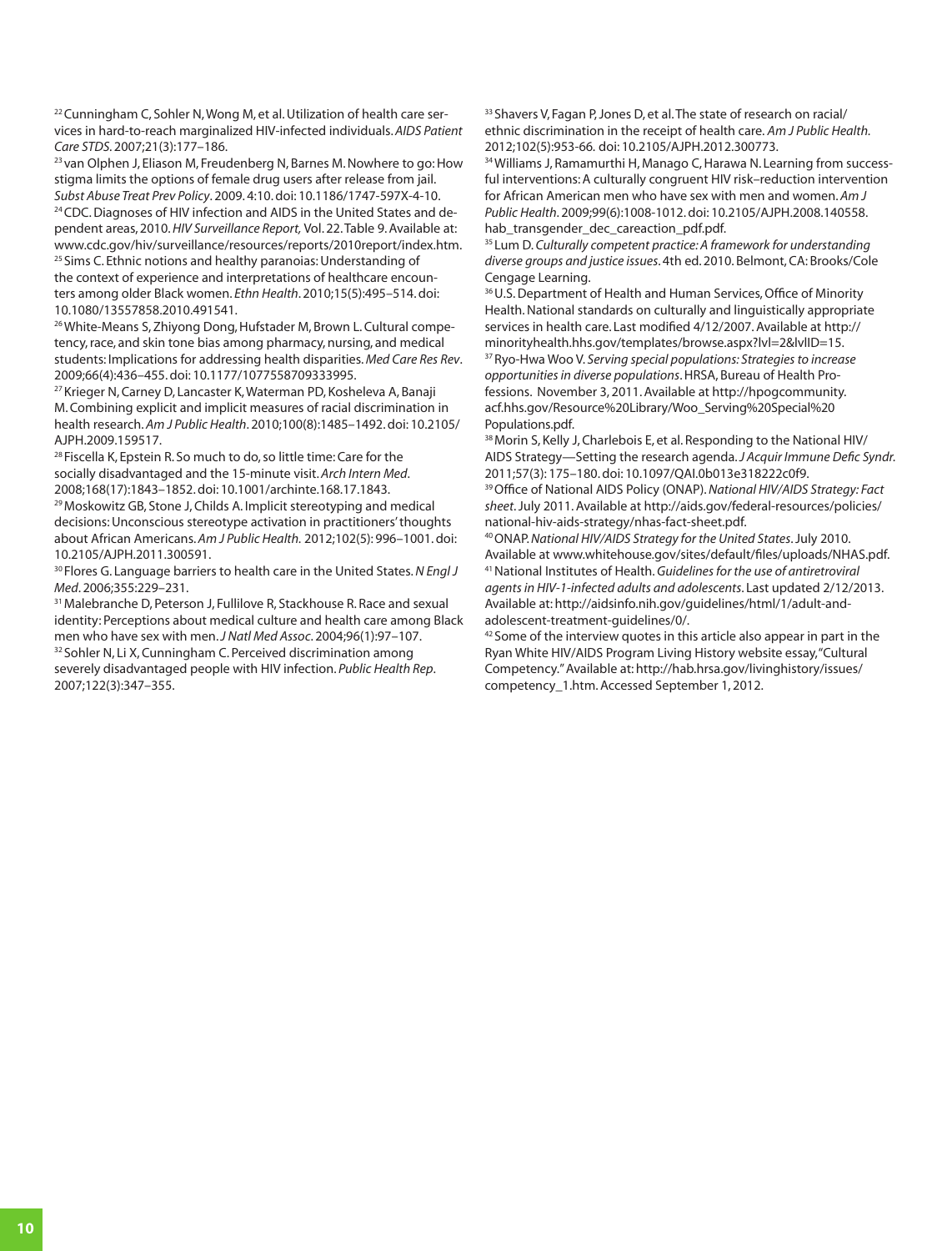[22] Cunningham C, Sohler N, Wong M, et al. Utilization of health care services in hard-to-reach marginalized HIV-infected individuals. *AIDS Patient Care STDS*. 2007;21(3):177–186.

[23] van Olphen J, Eliason M, Freudenberg N, Barnes M. Nowhere to go: How stigma limits the options of female drug users after release from jail. *Subst Abuse Treat Prev Policy*. 2009. 4:10. doi: 10.1186/1747-597X-4-10.

[24] CDC. Diagnoses of HIV infection and AIDS in the United States and dependent areas, 2010. *HIV Surveillance Report,* Vol. 22. Table 9. Available at: www.cdc.gov/hiv/surveillance/resources/reports/2010report/index.htm.

[25] Sims C. Ethnic notions and healthy paranoias: Understanding of the context of experience and interpretations of healthcare encounters among older Black women. *Ethn Health*. 2010;15(5):495–514. doi: 10.1080/13557858.2010.491541.

[26] White-Means S, Zhiyong Dong, Hufstader M, Brown L. Cultural competency, race, and skin tone bias among pharmacy, nursing, and medical students: Implications for addressing health disparities. *Med Care Res Rev*. 2009;66(4):436–455. doi: 10.1177/1077558709333995.

[27] Krieger N, Carney D, Lancaster K, Waterman PD, Kosheleva A, Banaji M. Combining explicit and implicit measures of racial discrimination in health research. *Am J Public Health*. 2010;100(8):1485–1492. doi: 10.2105/AJPH.2009.159517.

[28] Fiscella K, Epstein R. So much to do, so little time: Care for the socially disadvantaged and the 15-minute visit. *Arch Intern Med*. 2008;168(17):1843–1852. doi: 10.1001/archinte.168.17.1843.

[29] Moskowitz GB, Stone J, Childs A. Implicit stereotyping and medical decisions: Unconscious stereotype activation in practitioners' thoughts about African Americans. *Am J Public Health.* 2012;102(5): 996–1001. doi: 10.2105/AJPH.2011.300591.

[30] Flores G. Language barriers to health care in the United States. *N Engl J Med*. 2006;355:229–231.

[31] Malebranche D, Peterson J, Fullilove R, Stackhouse R. Race and sexual identity: Perceptions about medical culture and health care among Black men who have sex with men. *J Natl Med Assoc*. 2004;96(1):97–107.

[32] Sohler N, Li X, Cunningham C. Perceived discrimination among severely disadvantaged people with HIV infection. *Public Health Rep*. 2007;122(3):347–355.

[33] Shavers V, Fagan P, Jones D, et al. The state of research on racial/ethnic discrimination in the receipt of health care. *Am J Public Health.* 2012;102(5):953-66. doi: 10.2105/AJPH.2012.300773.

[34] Williams J, Ramamurthi H, Manago C, Harawa N. Learning from successful interventions: A culturally congruent HIV risk–reduction intervention for African American men who have sex with men and women. *Am J Public Health*. 2009;99(6):1008-1012. doi: 10.2105/AJPH.2008.140558. hab_transgender_dec_careaction_pdf.pdf.

[35] Lum D. *Culturally competent practice: A framework for understanding diverse groups and justice issues*. 4th ed. 2010. Belmont, CA: Brooks/Cole Cengage Learning.

[36] U.S. Department of Health and Human Services, Office of Minority Health. National standards on culturally and linguistically appropriate services in health care. Last modified 4/12/2007. Available at http://minorityhealth.hhs.gov/templates/browse.aspx?lvl=2&lvlID=15.

[37] Ryo-Hwa Woo V. *Serving special populations: Strategies to increase opportunities in diverse populations*. HRSA, Bureau of Health Professions. November 3, 2011. Available at http://hpogcommunity.acf.hhs.gov/Resource%20Library/Woo_Serving%20Special%20Populations.pdf.

[38] Morin S, Kelly J, Charlebois E, et al. Responding to the National HIV/AIDS Strategy—Setting the research agenda. *J Acquir Immune Defic Syndr.* 2011;57(3): 175–180. doi: 10.1097/QAI.0b013e318222c0f9.

[39] Office of National AIDS Policy (ONAP). *National HIV/AIDS Strategy: Fact sheet*. July 2011. Available at http://aids.gov/federal-resources/policies/national-hiv-aids-strategy/nhas-fact-sheet.pdf.

[40] ONAP. *National HIV/AIDS Strategy for the United States*. July 2010. Available at www.whitehouse.gov/sites/default/files/uploads/NHAS.pdf.

[41] National Institutes of Health. *Guidelines for the use of antiretroviral agents in HIV-1-infected adults and adolescents*. Last updated 2/12/2013. Available at: http://aidsinfo.nih.gov/guidelines/html/1/adult-and-adolescent-treatment-guidelines/0/.

[42] Some of the interview quotes in this article also appear in part in the Ryan White HIV/AIDS Program Living History website essay, "Cultural Competency." Available at: http://hab.hrsa.gov/livinghistory/issues/competency_1.htm. Accessed September 1, 2012.